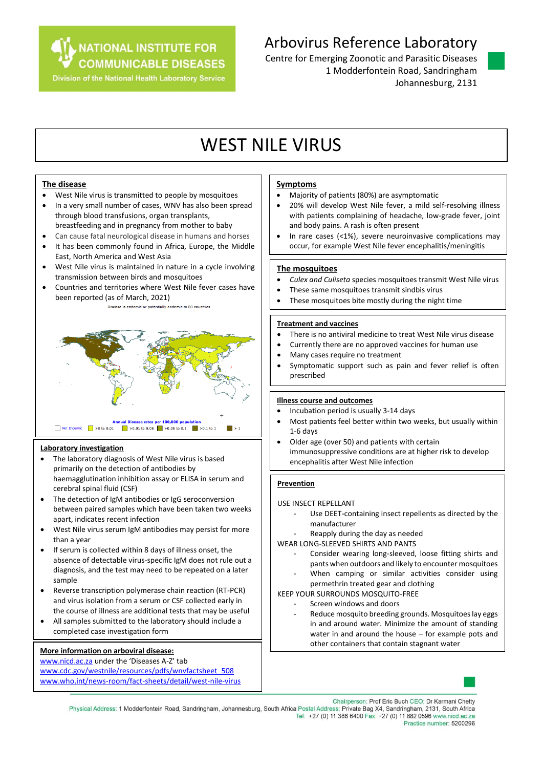NATIONAL INSTITUTE FOR COMMUNICABLE DISEASES
Division of the National Health Laboratory Service

# Arbovirus Reference Laboratory

Centre for Emerging Zoonotic and Parasitic Diseases
1 Modderfontein Road, Sandringham
Johannesburg, 2131

# WEST NILE VIRUS

## The disease

- West Nile virus is transmitted to people by mosquitoes
- In a very small number of cases, WNV has also been spread through blood transfusions, organ transplants, breastfeeding and in pregnancy from mother to baby
- Can cause fatal neurological disease in humans and horses
- It has been commonly found in Africa, Europe, the Middle East, North America and West Asia
- West Nile virus is maintained in nature in a cycle involving transmission between birds and mosquitoes
- Countries and territories where West Nile fever cases have been reported (as of March, 2021)

Disease is endemic or potentially endemic to 83 countries

Annual Disease rates per 100,000 population

Not Endemic | >0 to 0.01 | >0.01 to 0.05 | >0.05 to 0.1 | >0.1 to 1 | > 1

## Laboratory investigation

- The laboratory diagnosis of West Nile virus is based primarily on the detection of antibodies by haemagglutination inhibition assay or ELISA in serum and cerebral spinal fluid (CSF)
- The detection of IgM antibodies or IgG seroconversion between paired samples which have been taken two weeks apart, indicates recent infection
- West Nile virus serum IgM antibodies may persist for more than a year
- If serum is collected within 8 days of illness onset, the absence of detectable virus-specific IgM does not rule out a diagnosis, and the test may need to be repeated on a later sample
- Reverse transcription polymerase chain reaction (RT-PCR) and virus isolation from a serum or CSF collected early in the course of illness are additional tests that may be useful
- All samples submitted to the laboratory should include a completed case investigation form

## More information on arboviral disease:

www.nicd.ac.za under the 'Diseases A-Z' tab
www.cdc.gov/westnile/resources/pdfs/wnvfactsheet_508
www.who.int/news-room/fact-sheets/detail/west-nile-virus

## Symptoms

- Majority of patients (80%) are asymptomatic
- 20% will develop West Nile fever, a mild self-resolving illness with patients complaining of headache, low-grade fever, joint and body pains. A rash is often present
- In rare cases (<1%), severe neuroinvasive complications may occur, for example West Nile fever encephalitis/meningitis

## The mosquitoes

- *Culex and Culiseta* species mosquitoes transmit West Nile virus
- These same mosquitoes transmit sindbis virus
- These mosquitoes bite mostly during the night time

## Treatment and vaccines

- There is no antiviral medicine to treat West Nile virus disease
- Currently there are no approved vaccines for human use
- Many cases require no treatment
- Symptomatic support such as pain and fever relief is often prescribed

## Illness course and outcomes

- Incubation period is usually 3-14 days
- Most patients feel better within two weeks, but usually within 1-6 days
- Older age (over 50) and patients with certain immunosuppressive conditions are at higher risk to develop encephalitis after West Nile infection

## Prevention

USE INSECT REPELLANT

- Use DEET-containing insect repellents as directed by the manufacturer
- Reapply during the day as needed

WEAR LONG-SLEEVED SHIRTS AND PANTS

- Consider wearing long-sleeved, loose fitting shirts and pants when outdoors and likely to encounter mosquitoes
- When camping or similar activities consider using permethrin treated gear and clothing

KEEP YOUR SURROUNDS MOSQUITO-FREE

- Screen windows and doors
- Reduce mosquito breeding grounds. Mosquitoes lay eggs in and around water. Minimize the amount of standing water in and around the house – for example pots and other containers that contain stagnant water

Chairperson: Prof Eric Buch CEO: Dr Karmani Chetty
Physical Address: 1 Modderfontein Road, Sandringham, Johannesburg, South Africa Postal Address: Private Bag X4, Sandringham, 2131, South Africa
Tel: +27 (0) 11 386 6400 Fax: +27 (0) 11 882 0596 www.nicd.ac.za
Practice number: 5200296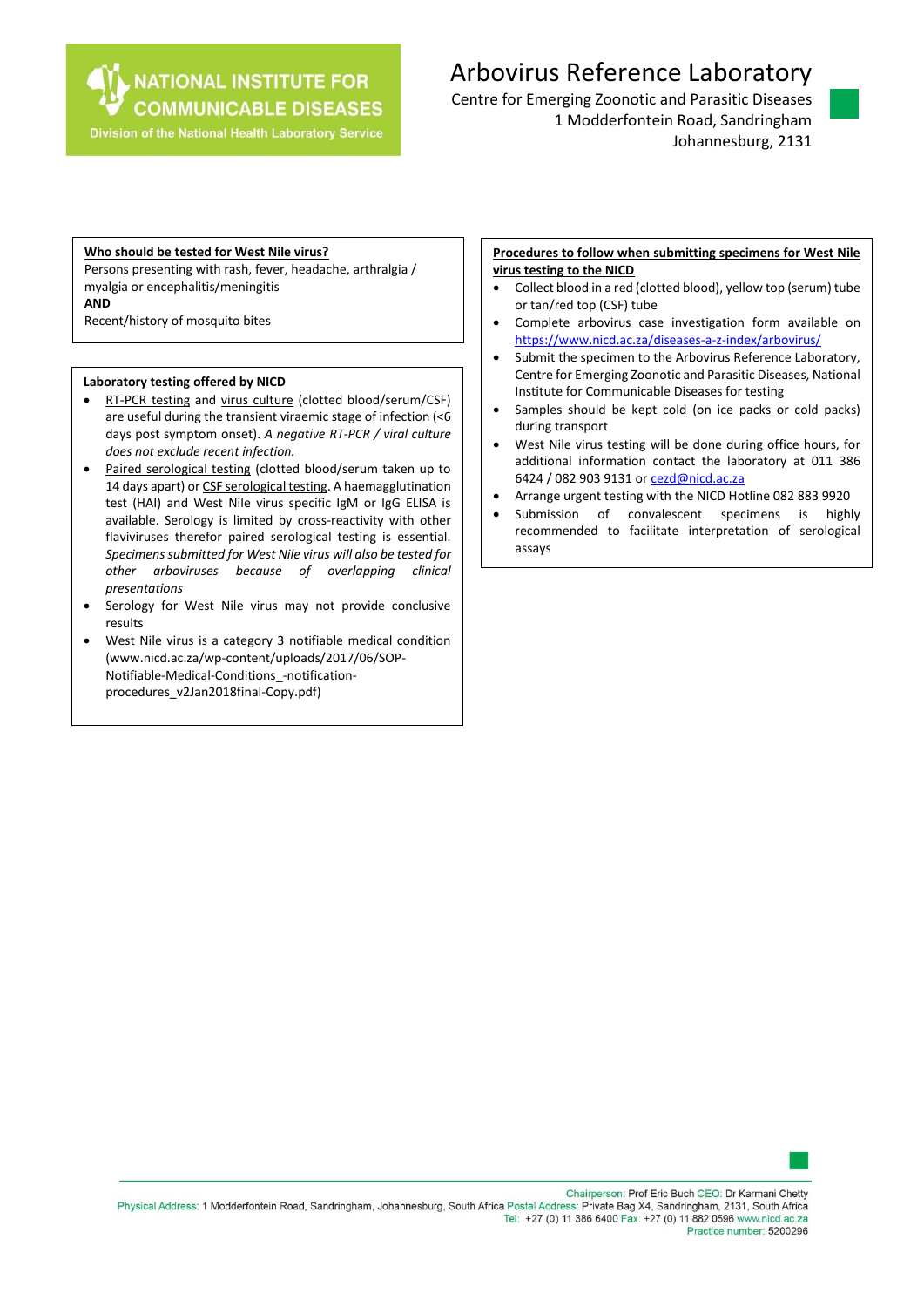NATIONAL INSTITUTE FOR COMMUNICABLE DISEASES
Division of the National Health Laboratory Service

# Arbovirus Reference Laboratory

Centre for Emerging Zoonotic and Parasitic Diseases
1 Modderfontein Road, Sandringham
Johannesburg, 2131

**Who should be tested for West Nile virus?**

Persons presenting with rash, fever, headache, arthralgia / myalgia or encephalitis/meningitis
**AND**
Recent/history of mosquito bites

**Laboratory testing offered by NICD**

- RT-PCR testing and virus culture (clotted blood/serum/CSF) are useful during the transient viraemic stage of infection (<6 days post symptom onset). *A negative RT-PCR / viral culture does not exclude recent infection.*
- Paired serological testing (clotted blood/serum taken up to 14 days apart) or CSF serological testing. A haemagglutination test (HAI) and West Nile virus specific IgM or IgG ELISA is available. Serology is limited by cross-reactivity with other flaviviruses therefor paired serological testing is essential. *Specimens submitted for West Nile virus will also be tested for other arboviruses because of overlapping clinical presentations*
- Serology for West Nile virus may not provide conclusive results
- West Nile virus is a category 3 notifiable medical condition (www.nicd.ac.za/wp-content/uploads/2017/06/SOP-Notifiable-Medical-Conditions_-notification-procedures_v2Jan2018final-Copy.pdf)

**Procedures to follow when submitting specimens for West Nile virus testing to the NICD**

- Collect blood in a red (clotted blood), yellow top (serum) tube or tan/red top (CSF) tube
- Complete arbovirus case investigation form available on https://www.nicd.ac.za/diseases-a-z-index/arbovirus/
- Submit the specimen to the Arbovirus Reference Laboratory, Centre for Emerging Zoonotic and Parasitic Diseases, National Institute for Communicable Diseases for testing
- Samples should be kept cold (on ice packs or cold packs) during transport
- West Nile virus testing will be done during office hours, for additional information contact the laboratory at 011 386 6424 / 082 903 9131 or cezd@nicd.ac.za
- Arrange urgent testing with the NICD Hotline 082 883 9920
- Submission of convalescent specimens is highly recommended to facilitate interpretation of serological assays